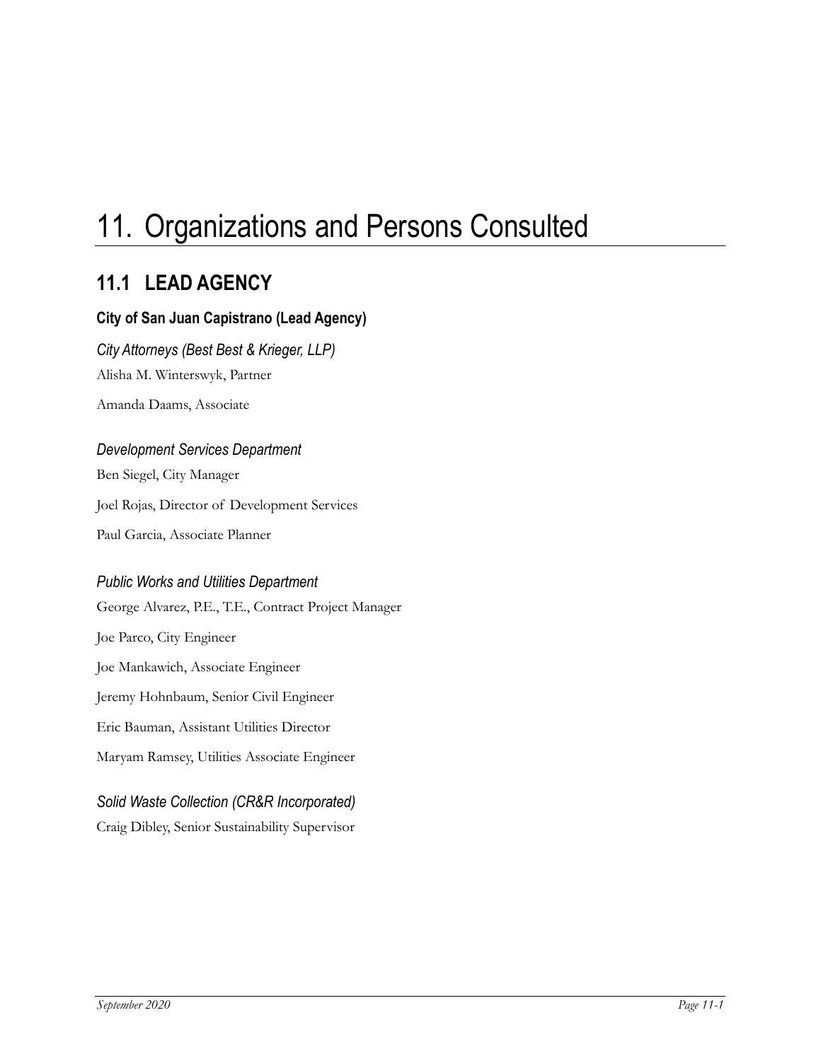# 11. Organizations and Persons Consulted

## 11.1 LEAD AGENCY

### City of San Juan Capistrano (Lead Agency)

*City Attorneys (Best Best & Krieger, LLP)*

Alisha M. Winterswyk, Partner

Amanda Daams, Associate

*Development Services Department*

Ben Siegel, City Manager

Joel Rojas, Director of Development Services

Paul Garcia, Associate Planner

*Public Works and Utilities Department*

George Alvarez, P.E., T.E., Contract Project Manager

Joe Parco, City Engineer

Joe Mankawich, Associate Engineer

Jeremy Hohnbaum, Senior Civil Engineer

Eric Bauman, Assistant Utilities Director

Maryam Ramsey, Utilities Associate Engineer

*Solid Waste Collection (CR&R Incorporated)*

Craig Dibley, Senior Sustainability Supervisor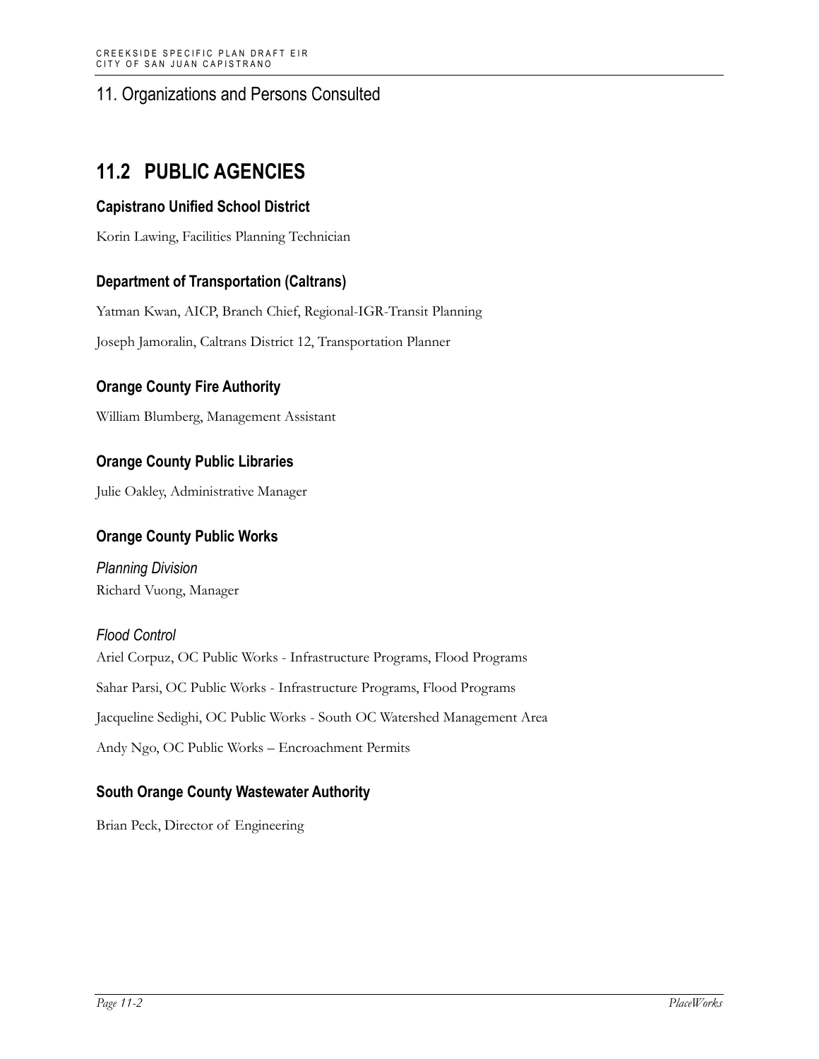## 11. Organizations and Persons Consulted

## 11.2 PUBLIC AGENCIES

### Capistrano Unified School District

Korin Lawing, Facilities Planning Technician

### Department of Transportation (Caltrans)

Yatman Kwan, AICP, Branch Chief, Regional-IGR-Transit Planning

Joseph Jamoralin, Caltrans District 12, Transportation Planner

### Orange County Fire Authority

William Blumberg, Management Assistant

### Orange County Public Libraries

Julie Oakley, Administrative Manager

### Orange County Public Works

*Planning Division*
Richard Vuong, Manager

*Flood Control*
Ariel Corpuz, OC Public Works - Infrastructure Programs, Flood Programs

Sahar Parsi, OC Public Works - Infrastructure Programs, Flood Programs

Jacqueline Sedighi, OC Public Works - South OC Watershed Management Area

Andy Ngo, OC Public Works – Encroachment Permits

### South Orange County Wastewater Authority

Brian Peck, Director of Engineering